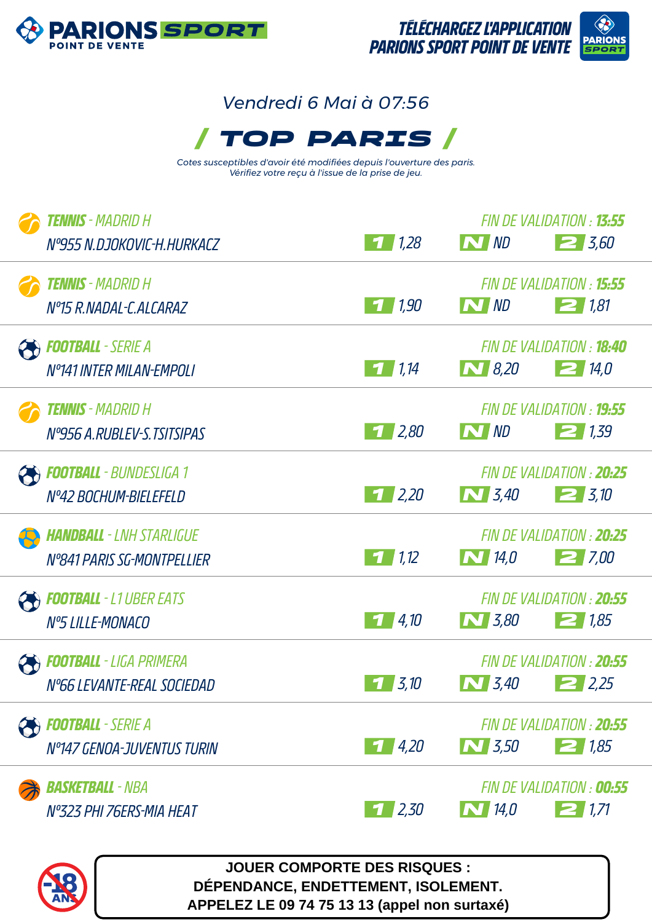PARIONS SPORT POINT DE VENTE

TÉLÉCHARGEZ L'APPLICATION PARIONS SPORT POINT DE VENTE

Vendredi 6 Mai à 07:56

# / TOP PARIS /

*Cotes susceptibles d'avoir été modifiées depuis l'ouverture des paris.*
*Vérifiez votre reçu à l'issue de la prise de jeu.*

| Sport - Compétition | Match | Fin de validation | 1 | N | 2 |
|---|---|---|---|---|---|
| **TENNIS** - MADRID H | N°955 N.DJOKOVIC-H.HURKACZ | **13:55** | 1,28 | ND | 3,60 |
| **TENNIS** - MADRID H | N°15 R.NADAL-C.ALCARAZ | **15:55** | 1,90 | ND | 1,81 |
| **FOOTBALL** - SERIE A | N°141 INTER MILAN-EMPOLI | **18:40** | 1,14 | 8,20 | 14,0 |
| **TENNIS** - MADRID H | N°956 A.RUBLEV-S.TSITSIPAS | **19:55** | 2,80 | ND | 1,39 |
| **FOOTBALL** - BUNDESLIGA 1 | N°42 BOCHUM-BIELEFELD | **20:25** | 2,20 | 3,40 | 3,10 |
| **HANDBALL** - LNH STARLIGUE | N°841 PARIS SG-MONTPELLIER | **20:25** | 1,12 | 14,0 | 7,00 |
| **FOOTBALL** - L1 UBER EATS | N°5 LILLE-MONACO | **20:55** | 4,10 | 3,80 | 1,85 |
| **FOOTBALL** - LIGA PRIMERA | N°66 LEVANTE-REAL SOCIEDAD | **20:55** | 3,10 | 3,40 | 2,25 |
| **FOOTBALL** - SERIE A | N°147 GENOA-JUVENTUS TURIN | **20:55** | 4,20 | 3,50 | 1,85 |
| **BASKETBALL** - NBA | N°323 PHI 76ERS-MIA HEAT | **00:55** | 2,30 | 14,0 | 1,71 |

-18 ANS

**JOUER COMPORTE DES RISQUES : DÉPENDANCE, ENDETTEMENT, ISOLEMENT. APPELEZ LE 09 74 75 13 13 (appel non surtaxé)**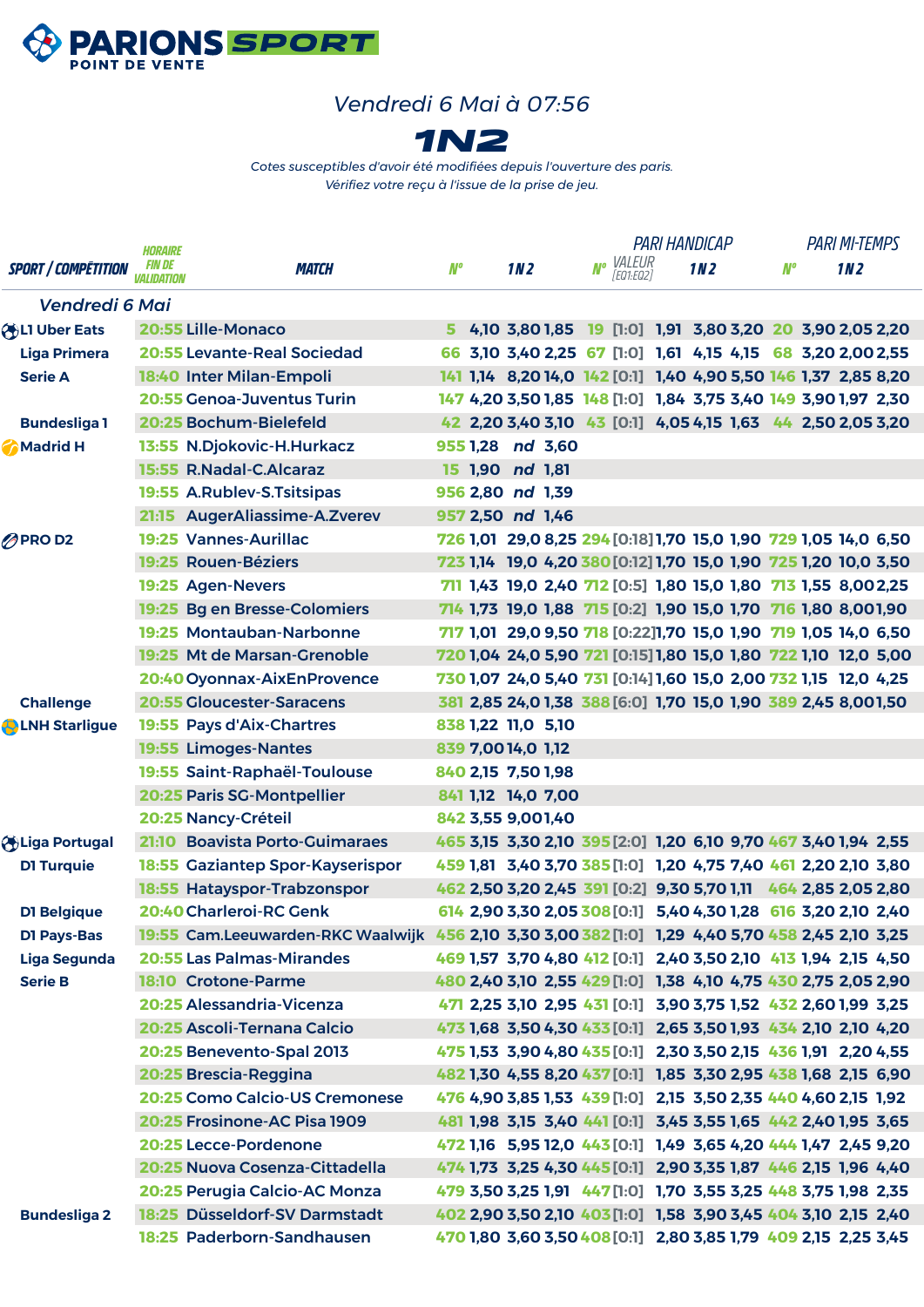**PARIONS SPORT** POINT DE VENTE

*Vendredi 6 Mai à 07:56*

# 1N2

*Cotes susceptibles d'avoir été modifiées depuis l'ouverture des paris.*
*Vérifiez votre reçu à l'issue de la prise de jeu.*

| SPORT / COMPÉTITION | HORAIRE FIN DE VALIDATION | MATCH | N° | 1 | N | 2 | PARI HANDICAP N° | VALEUR [EQ1:EQ2] | 1 | N | 2 | PARI MI-TEMPS N° | 1 | N | 2 |
|---|---|---|---|---|---|---|---|---|---|---|---|---|---|---|---|
| **Vendredi 6 Mai** | | | | | | | | | | | | | | | |
| L1 Uber Eats | 20:55 | Lille-Monaco | 5 | 4,10 | 3,80 | 1,85 | 19 | [1:0] | 1,91 | 3,80 | 3,20 | 20 | 3,90 | 2,05 | 2,20 |
| Liga Primera | 20:55 | Levante-Real Sociedad | 66 | 3,10 | 3,40 | 2,25 | 67 | [1:0] | 1,61 | 4,15 | 4,15 | 68 | 3,20 | 2,00 | 2,55 |
| Serie A | 18:40 | Inter Milan-Empoli | 141 | 1,14 | 8,20 | 14,0 | 142 | [0:1] | 1,40 | 4,90 | 5,50 | 146 | 1,37 | 2,85 | 8,20 |
| | 20:55 | Genoa-Juventus Turin | 147 | 4,20 | 3,50 | 1,85 | 148 | [1:0] | 1,84 | 3,75 | 3,40 | 149 | 3,90 | 1,97 | 2,30 |
| Bundesliga 1 | 20:25 | Bochum-Bielefeld | 42 | 2,20 | 3,40 | 3,10 | 43 | [0:1] | 4,05 | 4,15 | 1,63 | 44 | 2,50 | 2,05 | 3,20 |
| Madrid H | 13:55 | N.Djokovic-H.Hurkacz | 955 | 1,28 | nd | 3,60 | | | | | | | | | |
| | 15:55 | R.Nadal-C.Alcaraz | 15 | 1,90 | nd | 1,81 | | | | | | | | | |
| | 19:55 | A.Rublev-S.Tsitsipas | 956 | 2,80 | nd | 1,39 | | | | | | | | | |
| | 21:15 | AugerAliassime-A.Zverev | 957 | 2,50 | nd | 1,46 | | | | | | | | | |
| PRO D2 | 19:25 | Vannes-Aurillac | 726 | 1,01 | 29,0 | 8,25 | 294 | [0:18] | 1,70 | 15,0 | 1,90 | 729 | 1,05 | 14,0 | 6,50 |
| | 19:25 | Rouen-Béziers | 723 | 1,14 | 19,0 | 4,20 | 380 | [0:12] | 1,70 | 15,0 | 1,90 | 725 | 1,20 | 10,0 | 3,50 |
| | 19:25 | Agen-Nevers | 711 | 1,43 | 19,0 | 2,40 | 712 | [0:5] | 1,80 | 15,0 | 1,80 | 713 | 1,55 | 8,00 | 2,25 |
| | 19:25 | Bg en Bresse-Colomiers | 714 | 1,73 | 19,0 | 1,88 | 715 | [0:2] | 1,90 | 15,0 | 1,70 | 716 | 1,80 | 8,00 | 1,90 |
| | 19:25 | Montauban-Narbonne | 717 | 1,01 | 29,0 | 9,50 | 718 | [0:22] | 1,70 | 15,0 | 1,90 | 719 | 1,05 | 14,0 | 6,50 |
| | 19:25 | Mt de Marsan-Grenoble | 720 | 1,04 | 24,0 | 5,90 | 721 | [0:15] | 1,80 | 15,0 | 1,80 | 722 | 1,10 | 12,0 | 5,00 |
| | 20:40 | Oyonnax-AixEnProvence | 730 | 1,07 | 24,0 | 5,40 | 731 | [0:14] | 1,60 | 15,0 | 2,00 | 732 | 1,15 | 12,0 | 4,25 |
| Challenge | 20:55 | Gloucester-Saracens | 381 | 2,85 | 24,0 | 1,38 | 388 | [6:0] | 1,70 | 15,0 | 1,90 | 389 | 2,45 | 8,00 | 1,50 |
| LNH Starligue | 19:55 | Pays d'Aix-Chartres | 838 | 1,22 | 11,0 | 5,10 | | | | | | | | | |
| | 19:55 | Limoges-Nantes | 839 | 7,00 | 14,0 | 1,12 | | | | | | | | | |
| | 19:55 | Saint-Raphaël-Toulouse | 840 | 2,15 | 7,50 | 1,98 | | | | | | | | | |
| | 20:25 | Paris SG-Montpellier | 841 | 1,12 | 14,0 | 7,00 | | | | | | | | | |
| | 20:25 | Nancy-Créteil | 842 | 3,55 | 9,00 | 1,40 | | | | | | | | | |
| Liga Portugal | 21:10 | Boavista Porto-Guimaraes | 465 | 3,15 | 3,30 | 2,10 | 395 | [2:0] | 1,20 | 6,10 | 9,70 | 467 | 3,40 | 1,94 | 2,55 |
| D1 Turquie | 18:55 | Gaziantep Spor-Kayserispor | 459 | 1,81 | 3,40 | 3,70 | 385 | [1:0] | 1,20 | 4,75 | 7,40 | 461 | 2,20 | 2,10 | 3,80 |
| | 18:55 | Hatayspor-Trabzonspor | 462 | 2,50 | 3,20 | 2,45 | 391 | [0:2] | 9,30 | 5,70 | 1,11 | 464 | 2,85 | 2,05 | 2,80 |
| D1 Belgique | 20:40 | Charleroi-RC Genk | 614 | 2,90 | 3,30 | 2,05 | 308 | [0:1] | 5,40 | 4,30 | 1,28 | 616 | 3,20 | 2,10 | 2,40 |
| D1 Pays-Bas | 19:55 | Cam.Leeuwarden-RKC Waalwijk | 456 | 2,10 | 3,30 | 3,00 | 382 | [1:0] | 1,29 | 4,40 | 5,70 | 458 | 2,45 | 2,10 | 3,25 |
| Liga Segunda | 20:55 | Las Palmas-Mirandes | 469 | 1,57 | 3,70 | 4,80 | 412 | [0:1] | 2,40 | 3,50 | 2,10 | 413 | 1,94 | 2,15 | 4,50 |
| Serie B | 18:10 | Crotone-Parme | 480 | 2,40 | 3,10 | 2,55 | 429 | [1:0] | 1,38 | 4,10 | 4,75 | 430 | 2,75 | 2,05 | 2,90 |
| | 20:25 | Alessandria-Vicenza | 471 | 2,25 | 3,10 | 2,95 | 431 | [0:1] | 3,90 | 3,75 | 1,52 | 432 | 2,60 | 1,99 | 3,25 |
| | 20:25 | Ascoli-Ternana Calcio | 473 | 1,68 | 3,50 | 4,30 | 433 | [0:1] | 2,65 | 3,50 | 1,93 | 434 | 2,10 | 2,10 | 4,20 |
| | 20:25 | Benevento-Spal 2013 | 475 | 1,53 | 3,90 | 4,80 | 435 | [0:1] | 2,30 | 3,50 | 2,15 | 436 | 1,91 | 2,20 | 4,55 |
| | 20:25 | Brescia-Reggina | 482 | 1,30 | 4,55 | 8,20 | 437 | [0:1] | 1,85 | 3,30 | 2,95 | 438 | 1,68 | 2,15 | 6,90 |
| | 20:25 | Como Calcio-US Cremonese | 476 | 4,90 | 3,85 | 1,53 | 439 | [1:0] | 2,15 | 3,50 | 2,35 | 440 | 4,60 | 2,15 | 1,92 |
| | 20:25 | Frosinone-AC Pisa 1909 | 481 | 1,98 | 3,15 | 3,40 | 441 | [0:1] | 3,45 | 3,55 | 1,65 | 442 | 2,40 | 1,95 | 3,65 |
| | 20:25 | Lecce-Pordenone | 472 | 1,16 | 5,95 | 12,0 | 443 | [0:1] | 1,49 | 3,65 | 4,20 | 444 | 1,47 | 2,45 | 9,20 |
| | 20:25 | Nuova Cosenza-Cittadella | 474 | 1,73 | 3,25 | 4,30 | 445 | [0:1] | 2,90 | 3,35 | 1,87 | 446 | 2,15 | 1,96 | 4,40 |
| | 20:25 | Perugia Calcio-AC Monza | 479 | 3,50 | 3,25 | 1,91 | 447 | [1:0] | 1,70 | 3,55 | 3,25 | 448 | 3,75 | 1,98 | 2,35 |
| Bundesliga 2 | 18:25 | Düsseldorf-SV Darmstadt | 402 | 2,90 | 3,50 | 2,10 | 403 | [1:0] | 1,58 | 3,90 | 3,45 | 404 | 3,10 | 2,15 | 2,40 |
| | 18:25 | Paderborn-Sandhausen | 470 | 1,80 | 3,60 | 3,50 | 408 | [0:1] | 2,80 | 3,85 | 1,79 | 409 | 2,15 | 2,25 | 3,45 |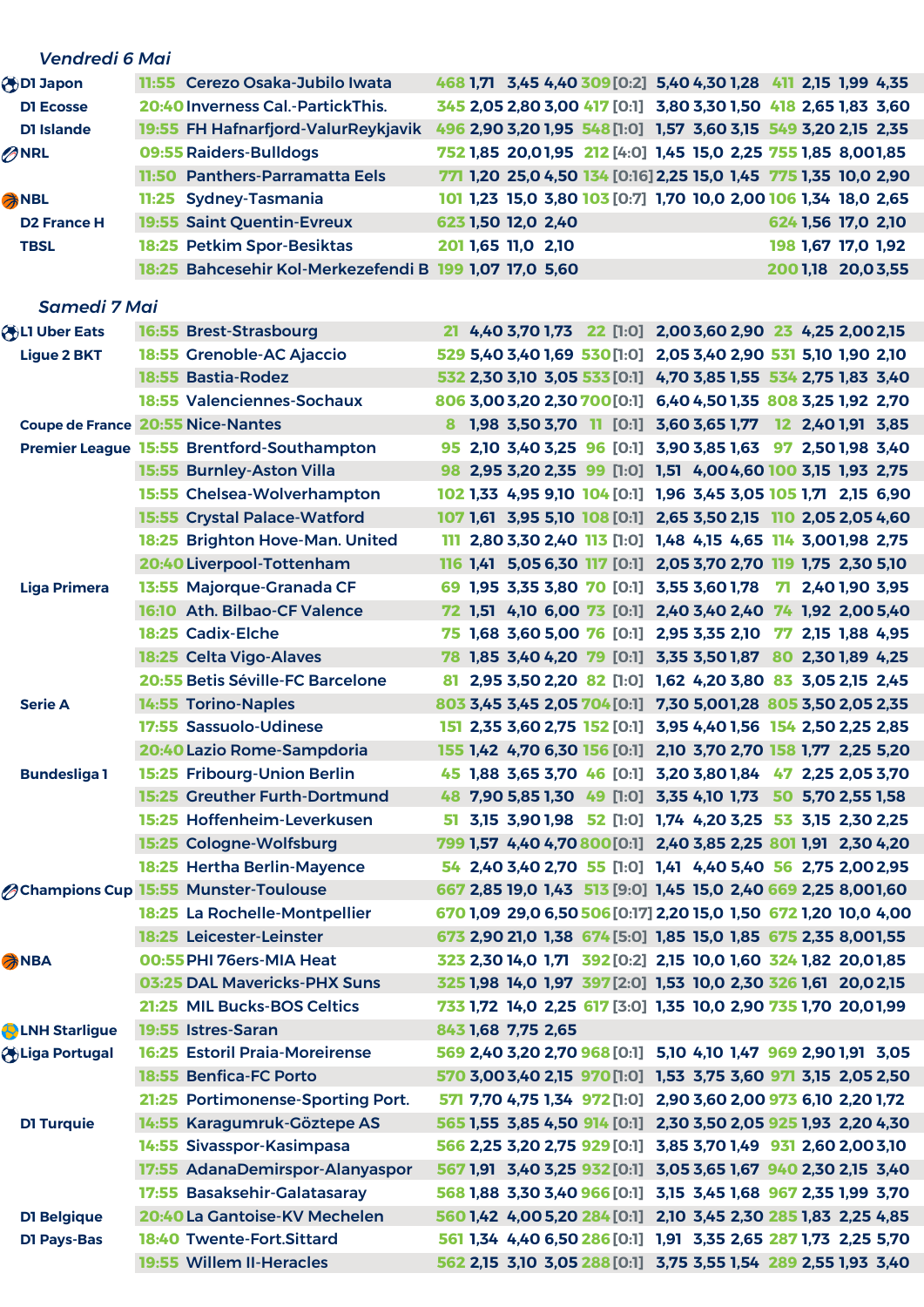## *Vendredi 6 Mai*

| Compétition | Heure | Match | N° | 1 | N | 2 | N° | Handicap | 1 | N | 2 | N° | 1N | 12 | N2 |
|---|---|---|---|---|---|---|---|---|---|---|---|---|---|---|---|
| D1 Japon | 11:55 | Cerezo Osaka-Jubilo Iwata | 468 | 1,71 | 3,45 | 4,40 | 309 | [0:2] | 5,40 | 4,30 | 1,28 | 411 | 2,15 | 1,99 | 4,35 |
| D1 Ecosse | 20:40 | Inverness Cal.-PartickThis. | 345 | 2,05 | 2,80 | 3,00 | 417 | [0:1] | 3,80 | 3,30 | 1,50 | 418 | 2,65 | 1,83 | 3,60 |
| D1 Islande | 19:55 | FH Hafnarfjord-ValurReykjavik | 496 | 2,90 | 3,20 | 1,95 | 548 | [1:0] | 1,57 | 3,60 | 3,15 | 549 | 3,20 | 2,15 | 2,35 |
| NRL | 09:55 | Raiders-Bulldogs | 752 | 1,85 | 20,0 | 1,95 | 212 | [4:0] | 1,45 | 15,0 | 2,25 | 755 | 1,85 | 8,00 | 1,85 |
| | 11:50 | Panthers-Parramatta Eels | 771 | 1,20 | 25,0 | 4,50 | 134 | [0:16] | 2,25 | 15,0 | 1,45 | 775 | 1,35 | 10,0 | 2,90 |
| NBL | 11:25 | Sydney-Tasmania | 101 | 1,23 | 15,0 | 3,80 | 103 | [0:7] | 1,70 | 10,0 | 2,00 | 106 | 1,34 | 18,0 | 2,65 |
| D2 France H | 19:55 | Saint Quentin-Evreux | 623 | 1,50 | 12,0 | 2,40 | | | | | | 624 | 1,56 | 17,0 | 2,10 |
| TBSL | 18:25 | Petkim Spor-Besiktas | 201 | 1,65 | 11,0 | 2,10 | | | | | | 198 | 1,67 | 17,0 | 1,92 |
| | 18:25 | Bahcesehir Kol-Merkezefendi B | 199 | 1,07 | 17,0 | 5,60 | | | | | | 200 | 1,18 | 20,0 | 3,55 |

## *Samedi 7 Mai*

| Compétition | Heure | Match | N° | 1 | N | 2 | N° | Handicap | 1 | N | 2 | N° | 1N | 12 | N2 |
|---|---|---|---|---|---|---|---|---|---|---|---|---|---|---|---|
| L1 Uber Eats | 16:55 | Brest-Strasbourg | 21 | 4,40 | 3,70 | 1,73 | 22 | [1:0] | 2,00 | 3,60 | 2,90 | 23 | 4,25 | 2,00 | 2,15 |
| Ligue 2 BKT | 18:55 | Grenoble-AC Ajaccio | 529 | 5,40 | 3,40 | 1,69 | 530 | [1:0] | 2,05 | 3,40 | 2,90 | 531 | 5,10 | 1,90 | 2,10 |
| | 18:55 | Bastia-Rodez | 532 | 2,30 | 3,10 | 3,05 | 533 | [0:1] | 4,70 | 3,85 | 1,55 | 534 | 2,75 | 1,83 | 3,40 |
| | 18:55 | Valenciennes-Sochaux | 806 | 3,00 | 3,20 | 2,30 | 700 | [0:1] | 6,40 | 4,50 | 1,35 | 808 | 3,25 | 1,92 | 2,70 |
| Coupe de France | 20:55 | Nice-Nantes | 8 | 1,98 | 3,50 | 3,70 | 11 | [0:1] | 3,60 | 3,65 | 1,77 | 12 | 2,40 | 1,91 | 3,85 |
| Premier League | 15:55 | Brentford-Southampton | 95 | 2,10 | 3,40 | 3,25 | 96 | [0:1] | 3,90 | 3,85 | 1,63 | 97 | 2,50 | 1,98 | 3,40 |
| | 15:55 | Burnley-Aston Villa | 98 | 2,95 | 3,20 | 2,35 | 99 | [1:0] | 1,51 | 4,00 | 4,60 | 100 | 3,15 | 1,93 | 2,75 |
| | 15:55 | Chelsea-Wolverhampton | 102 | 1,33 | 4,95 | 9,10 | 104 | [0:1] | 1,96 | 3,45 | 3,05 | 105 | 1,71 | 2,15 | 6,90 |
| | 15:55 | Crystal Palace-Watford | 107 | 1,61 | 3,95 | 5,10 | 108 | [0:1] | 2,65 | 3,50 | 2,15 | 110 | 2,05 | 2,05 | 4,60 |
| | 18:25 | Brighton Hove-Man. United | 111 | 2,80 | 3,30 | 2,40 | 113 | [1:0] | 1,48 | 4,15 | 4,65 | 114 | 3,00 | 1,98 | 2,75 |
| | 20:40 | Liverpool-Tottenham | 116 | 1,41 | 5,05 | 6,30 | 117 | [0:1] | 2,05 | 3,70 | 2,70 | 119 | 1,75 | 2,30 | 5,10 |
| Liga Primera | 13:55 | Majorque-Granada CF | 69 | 1,95 | 3,35 | 3,80 | 70 | [0:1] | 3,55 | 3,60 | 1,78 | 71 | 2,40 | 1,90 | 3,95 |
| | 16:10 | Ath. Bilbao-CF Valence | 72 | 1,51 | 4,10 | 6,00 | 73 | [0:1] | 2,40 | 3,40 | 2,40 | 74 | 1,92 | 2,00 | 5,40 |
| | 18:25 | Cadix-Elche | 75 | 1,68 | 3,60 | 5,00 | 76 | [0:1] | 2,95 | 3,35 | 2,10 | 77 | 2,15 | 1,88 | 4,95 |
| | 18:25 | Celta Vigo-Alaves | 78 | 1,85 | 3,40 | 4,20 | 79 | [0:1] | 3,35 | 3,50 | 1,87 | 80 | 2,30 | 1,89 | 4,25 |
| | 20:55 | Betis Séville-FC Barcelone | 81 | 2,95 | 3,50 | 2,20 | 82 | [1:0] | 1,62 | 4,20 | 3,80 | 83 | 3,05 | 2,15 | 2,45 |
| Serie A | 14:55 | Torino-Naples | 803 | 3,45 | 3,45 | 2,05 | 704 | [0:1] | 7,30 | 5,00 | 1,28 | 805 | 3,50 | 2,05 | 2,35 |
| | 17:55 | Sassuolo-Udinese | 151 | 2,35 | 3,60 | 2,75 | 152 | [0:1] | 3,95 | 4,40 | 1,56 | 154 | 2,50 | 2,25 | 2,85 |
| | 20:40 | Lazio Rome-Sampdoria | 155 | 1,42 | 4,70 | 6,30 | 156 | [0:1] | 2,10 | 3,70 | 2,70 | 158 | 1,77 | 2,25 | 5,20 |
| Bundesliga 1 | 15:25 | Fribourg-Union Berlin | 45 | 1,88 | 3,65 | 3,70 | 46 | [0:1] | 3,20 | 3,80 | 1,84 | 47 | 2,25 | 2,05 | 3,70 |
| | 15:25 | Greuther Furth-Dortmund | 48 | 7,90 | 5,85 | 1,30 | 49 | [1:0] | 3,35 | 4,10 | 1,73 | 50 | 5,70 | 2,55 | 1,58 |
| | 15:25 | Hoffenheim-Leverkusen | 51 | 3,15 | 3,90 | 1,98 | 52 | [1:0] | 1,74 | 4,20 | 3,25 | 53 | 3,15 | 2,30 | 2,25 |
| | 15:25 | Cologne-Wolfsburg | 799 | 1,57 | 4,40 | 4,70 | 800 | [0:1] | 2,40 | 3,85 | 2,25 | 801 | 1,91 | 2,30 | 4,20 |
| | 18:25 | Hertha Berlin-Mayence | 54 | 2,40 | 3,40 | 2,70 | 55 | [1:0] | 1,41 | 4,40 | 5,40 | 56 | 2,75 | 2,00 | 2,95 |
| Champions Cup | 15:55 | Munster-Toulouse | 667 | 2,85 | 19,0 | 1,43 | 513 | [9:0] | 1,45 | 15,0 | 2,40 | 669 | 2,25 | 8,00 | 1,60 |
| | 18:25 | La Rochelle-Montpellier | 670 | 1,09 | 29,0 | 6,50 | 506 | [0:17] | 2,20 | 15,0 | 1,50 | 672 | 1,20 | 10,0 | 4,00 |
| | 18:25 | Leicester-Leinster | 673 | 2,90 | 21,0 | 1,38 | 674 | [5:0] | 1,85 | 15,0 | 1,85 | 675 | 2,35 | 8,00 | 1,55 |
| NBA | 00:55 | PHI 76ers-MIA Heat | 323 | 2,30 | 14,0 | 1,71 | 392 | [0:2] | 2,15 | 10,0 | 1,60 | 324 | 1,82 | 20,0 | 1,85 |
| | 03:25 | DAL Mavericks-PHX Suns | 325 | 1,98 | 14,0 | 1,97 | 397 | [2:0] | 1,53 | 10,0 | 2,30 | 326 | 1,61 | 20,0 | 2,15 |
| | 21:25 | MIL Bucks-BOS Celtics | 733 | 1,72 | 14,0 | 2,25 | 617 | [3:0] | 1,35 | 10,0 | 2,90 | 735 | 1,70 | 20,0 | 1,99 |
| LNH Starligue | 19:55 | Istres-Saran | 843 | 1,68 | 7,75 | 2,65 | | | | | | | | | |
| Liga Portugal | 16:25 | Estoril Praia-Moreirense | 569 | 2,40 | 3,20 | 2,70 | 968 | [0:1] | 5,10 | 4,10 | 1,47 | 969 | 2,90 | 1,91 | 3,05 |
| | 18:55 | Benfica-FC Porto | 570 | 3,00 | 3,40 | 2,15 | 970 | [1:0] | 1,53 | 3,75 | 3,60 | 971 | 3,15 | 2,05 | 2,50 |
| | 21:25 | Portimonense-Sporting Port. | 571 | 7,70 | 4,75 | 1,34 | 972 | [1:0] | 2,90 | 3,60 | 2,00 | 973 | 6,10 | 2,20 | 1,72 |
| D1 Turquie | 14:55 | Karagumruk-Göztepe AS | 565 | 1,55 | 3,85 | 4,50 | 914 | [0:1] | 2,30 | 3,50 | 2,05 | 925 | 1,93 | 2,20 | 4,30 |
| | 14:55 | Sivasspor-Kasimpasa | 566 | 2,25 | 3,20 | 2,75 | 929 | [0:1] | 3,85 | 3,70 | 1,49 | 931 | 2,60 | 2,00 | 3,10 |
| | 17:55 | AdanaDemirspor-Alanyaspor | 567 | 1,91 | 3,40 | 3,25 | 932 | [0:1] | 3,05 | 3,65 | 1,67 | 940 | 2,30 | 2,15 | 3,40 |
| | 17:55 | Basaksehir-Galatasaray | 568 | 1,88 | 3,30 | 3,40 | 966 | [0:1] | 3,15 | 3,45 | 1,68 | 967 | 2,35 | 1,99 | 3,70 |
| D1 Belgique | 20:40 | La Gantoise-KV Mechelen | 560 | 1,42 | 4,00 | 5,20 | 284 | [0:1] | 2,10 | 3,45 | 2,30 | 285 | 1,83 | 2,25 | 4,85 |
| D1 Pays-Bas | 18:40 | Twente-Fort.Sittard | 561 | 1,34 | 4,40 | 6,50 | 286 | [0:1] | 1,91 | 3,35 | 2,65 | 287 | 1,73 | 2,25 | 5,70 |
| | 19:55 | Willem II-Heracles | 562 | 2,15 | 3,10 | 3,05 | 288 | [0:1] | 3,75 | 3,55 | 1,54 | 289 | 2,55 | 1,93 | 3,40 |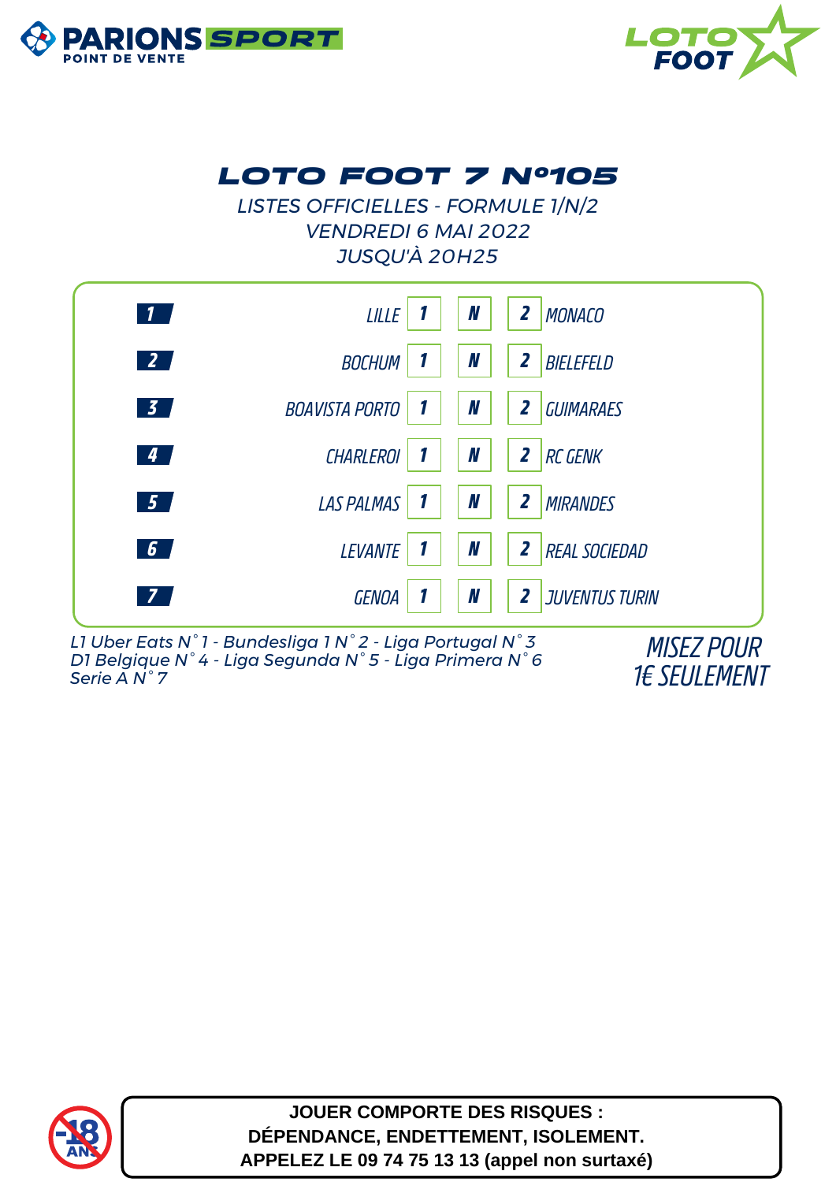PARIONS SPORT POINT DE VENTE

LOTO FOOT

# LOTO FOOT 7 N°105

*LISTES OFFICIELLES - FORMULE 1/N/2*
*VENDREDI 6 MAI 2022*
*JUSQU'À 20H25*

| N° | Domicile | 1 | N | 2 | Extérieur |
|---|---|---|---|---|---|
| 1 | LILLE | 1 | N | 2 | MONACO |
| 2 | BOCHUM | 1 | N | 2 | BIELEFELD |
| 3 | BOAVISTA PORTO | 1 | N | 2 | GUIMARAES |
| 4 | CHARLEROI | 1 | N | 2 | RC GENK |
| 5 | LAS PALMAS | 1 | N | 2 | MIRANDES |
| 6 | LEVANTE | 1 | N | 2 | REAL SOCIEDAD |
| 7 | GENOA | 1 | N | 2 | JUVENTUS TURIN |

*L1 Uber Eats N°1 - Bundesliga 1 N°2 - Liga Portugal N°3*
*D1 Belgique N°4 - Liga Segunda N°5 - Liga Primera N°6*
*Serie A N°7*

*MISEZ POUR*
*1€ SEULEMENT*

-18 ANS

**JOUER COMPORTE DES RISQUES :**
**DÉPENDANCE, ENDETTEMENT, ISOLEMENT.**
**APPELEZ LE 09 74 75 13 13 (appel non surtaxé)**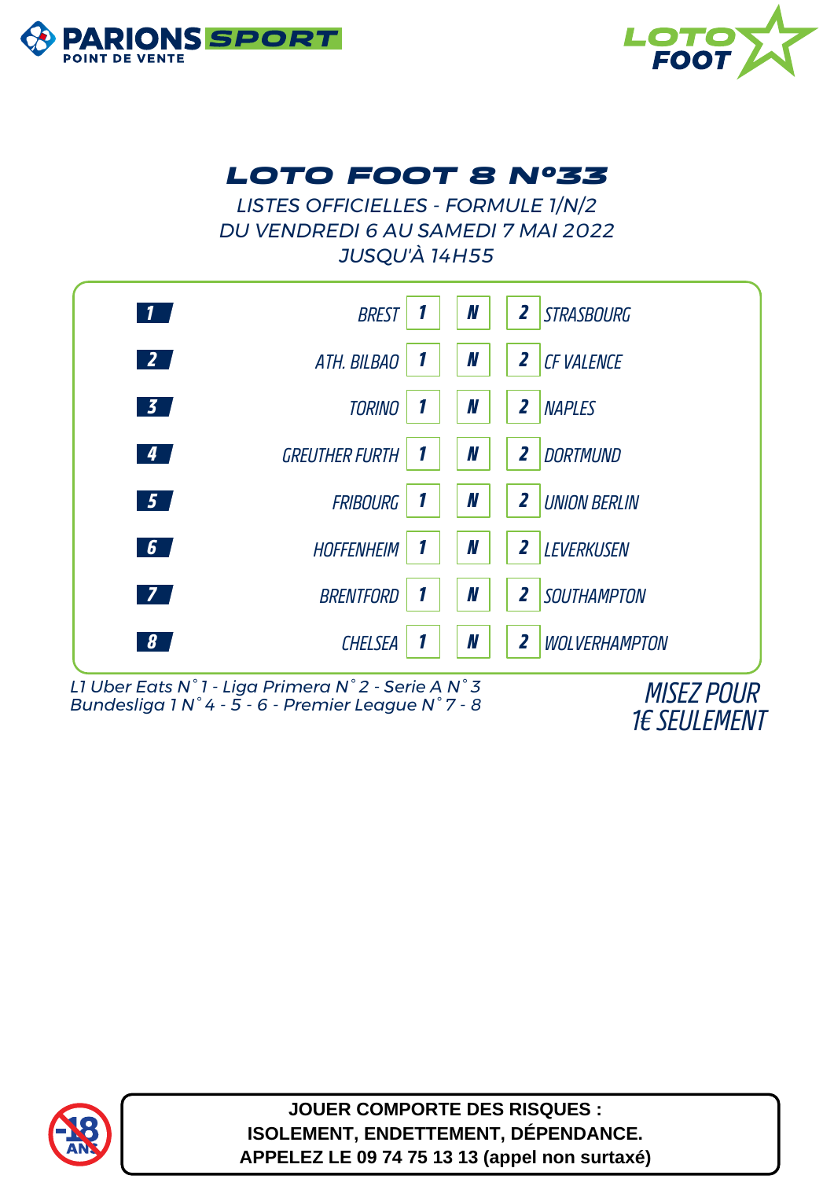PARIONS SPORT
POINT DE VENTE

LOTO FOOT

# LOTO FOOT 8 N°33

*LISTES OFFICIELLES - FORMULE 1/N/2*
*DU VENDREDI 6 AU SAMEDI 7 MAI 2022*
*JUSQU'À 14H55*

| N° | Domicile | 1 | N | 2 | Extérieur |
|---|---|---|---|---|---|
| 1 | BREST | 1 | N | 2 | STRASBOURG |
| 2 | ATH. BILBAO | 1 | N | 2 | CF VALENCE |
| 3 | TORINO | 1 | N | 2 | NAPLES |
| 4 | GREUTHER FURTH | 1 | N | 2 | DORTMUND |
| 5 | FRIBOURG | 1 | N | 2 | UNION BERLIN |
| 6 | HOFFENHEIM | 1 | N | 2 | LEVERKUSEN |
| 7 | BRENTFORD | 1 | N | 2 | SOUTHAMPTON |
| 8 | CHELSEA | 1 | N | 2 | WOLVERHAMPTON |

*L1 Uber Eats N°1 - Liga Primera N°2 - Serie A N°3*
*Bundesliga 1 N°4 - 5 - 6 - Premier League N°7 - 8*

*MISEZ POUR 1€ SEULEMENT*

-18 ANS

**JOUER COMPORTE DES RISQUES :**
**ISOLEMENT, ENDETTEMENT, DÉPENDANCE.**
**APPELEZ LE 09 74 75 13 13 (appel non surtaxé)**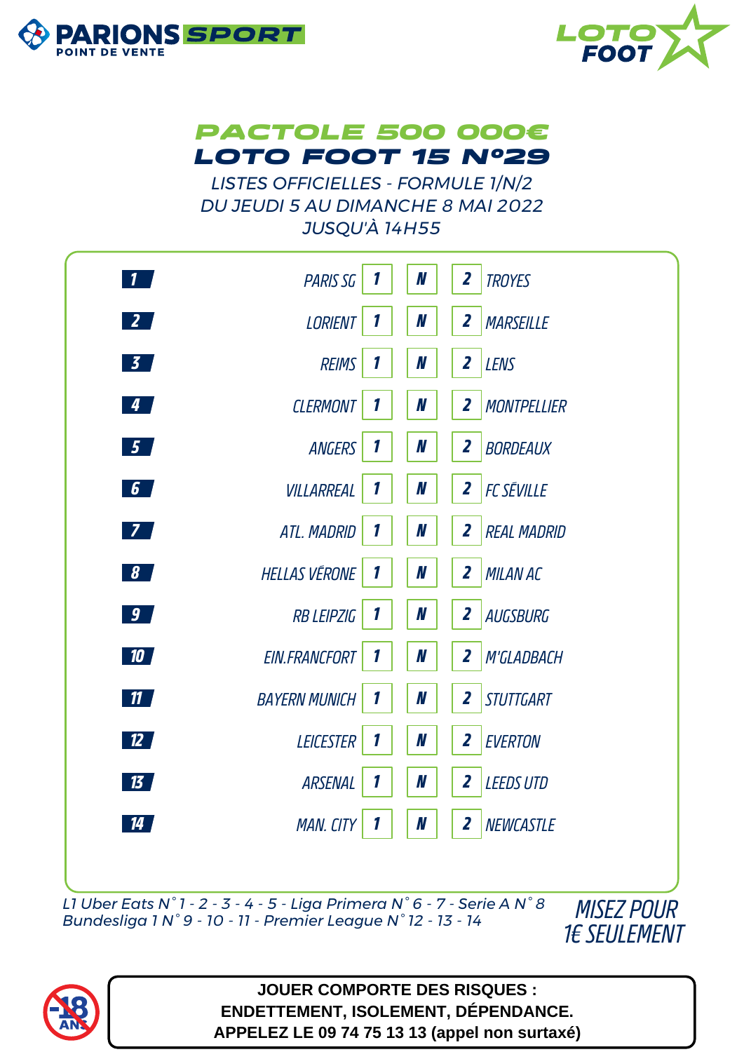PARIONS SPORT
POINT DE VENTE

LOTO FOOT

## PACTOLE 500 000€

# LOTO FOOT 15 N°29

LISTES OFFICIELLES - FORMULE 1/N/2
DU JEUDI 5 AU DIMANCHE 8 MAI 2022
JUSQU'À 14H55

| N° | Équipe 1 | 1 | N | 2 | Équipe 2 |
|---|---|---|---|---|---|
| 1 | PARIS SG | 1 | N | 2 | TROYES |
| 2 | LORIENT | 1 | N | 2 | MARSEILLE |
| 3 | REIMS | 1 | N | 2 | LENS |
| 4 | CLERMONT | 1 | N | 2 | MONTPELLIER |
| 5 | ANGERS | 1 | N | 2 | BORDEAUX |
| 6 | VILLARREAL | 1 | N | 2 | FC SÉVILLE |
| 7 | ATL. MADRID | 1 | N | 2 | REAL MADRID |
| 8 | HELLAS VÉRONE | 1 | N | 2 | MILAN AC |
| 9 | RB LEIPZIG | 1 | N | 2 | AUGSBURG |
| 10 | EIN.FRANCFORT | 1 | N | 2 | M'GLADBACH |
| 11 | BAYERN MUNICH | 1 | N | 2 | STUTTGART |
| 12 | LEICESTER | 1 | N | 2 | EVERTON |
| 13 | ARSENAL | 1 | N | 2 | LEEDS UTD |
| 14 | MAN. CITY | 1 | N | 2 | NEWCASTLE |

L1 Uber Eats N°1 - 2 - 3 - 4 - 5 - Liga Primera N°6 - 7 - Serie A N°8
Bundesliga 1 N°9 - 10 - 11 - Premier League N°12 - 13 - 14

MISEZ POUR 1€ SEULEMENT

-18 ANS

**JOUER COMPORTE DES RISQUES :**
**ENDETTEMENT, ISOLEMENT, DÉPENDANCE.**
**APPELEZ LE 09 74 75 13 13 (appel non surtaxé)**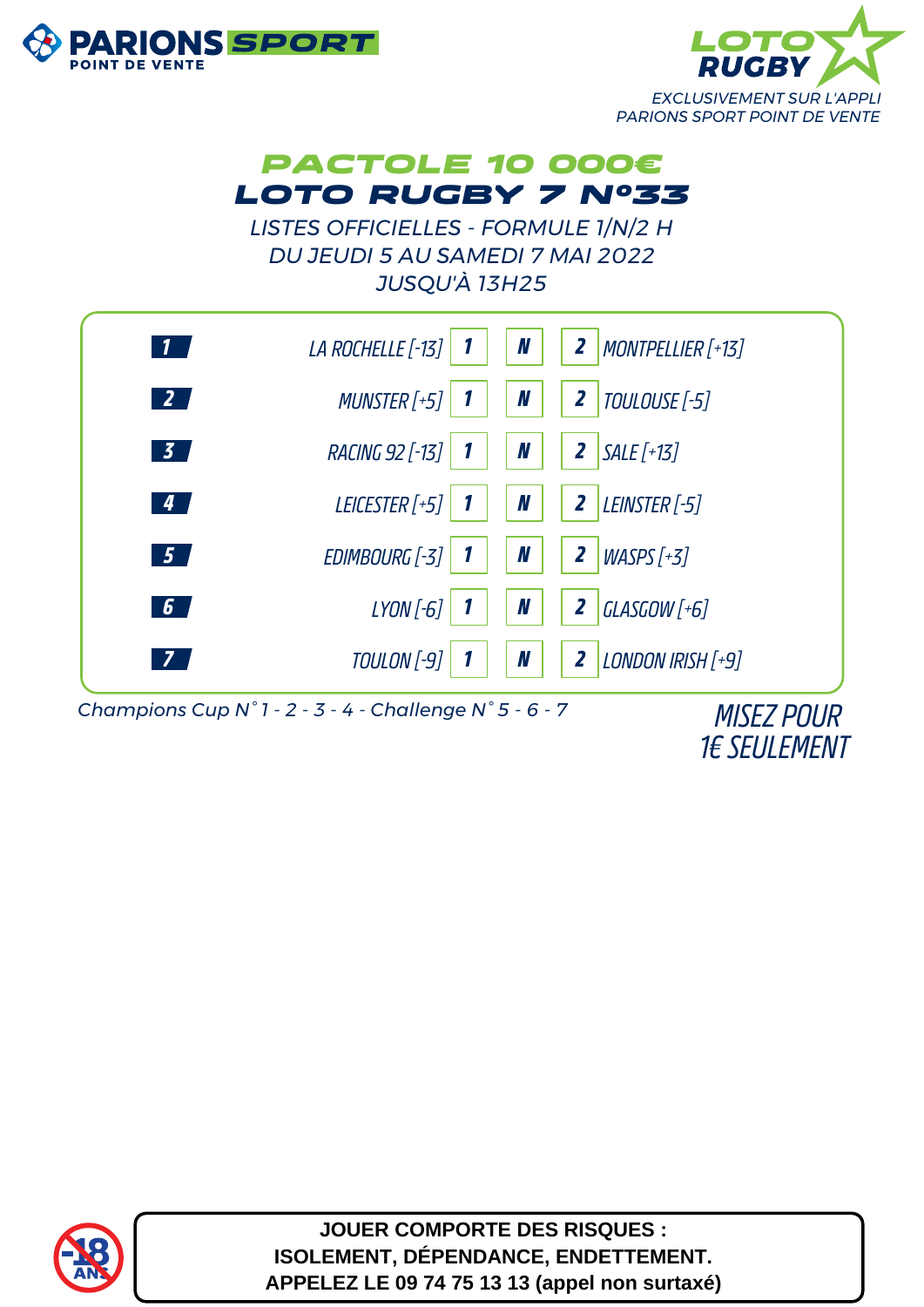PARIONS SPORT
POINT DE VENTE

LOTO RUGBY
EXCLUSIVEMENT SUR L'APPLI
PARIONS SPORT POINT DE VENTE

# PACTOLE 10 000€
# LOTO RUGBY 7 N°33

*LISTES OFFICIELLES - FORMULE 1/N/2 H*
*DU JEUDI 5 AU SAMEDI 7 MAI 2022*
*JUSQU'À 13H25*

| | | | | | |
|---|---|---|---|---|---|
| 1 | LA ROCHELLE [-13] | 1 | N | 2 | MONTPELLIER [+13] |
| 2 | MUNSTER [+5] | 1 | N | 2 | TOULOUSE [-5] |
| 3 | RACING 92 [-13] | 1 | N | 2 | SALE [+13] |
| 4 | LEICESTER [+5] | 1 | N | 2 | LEINSTER [-5] |
| 5 | EDIMBOURG [-3] | 1 | N | 2 | WASPS [+3] |
| 6 | LYON [-6] | 1 | N | 2 | GLASGOW [+6] |
| 7 | TOULON [-9] | 1 | N | 2 | LONDON IRISH [+9] |

*Champions Cup N°1 - 2 - 3 - 4 - Challenge N°5 - 6 - 7*

*MISEZ POUR 1€ SEULEMENT*

-18 ANS

**JOUER COMPORTE DES RISQUES :**
**ISOLEMENT, DÉPENDANCE, ENDETTEMENT.**
**APPELEZ LE 09 74 75 13 13 (appel non surtaxé)**